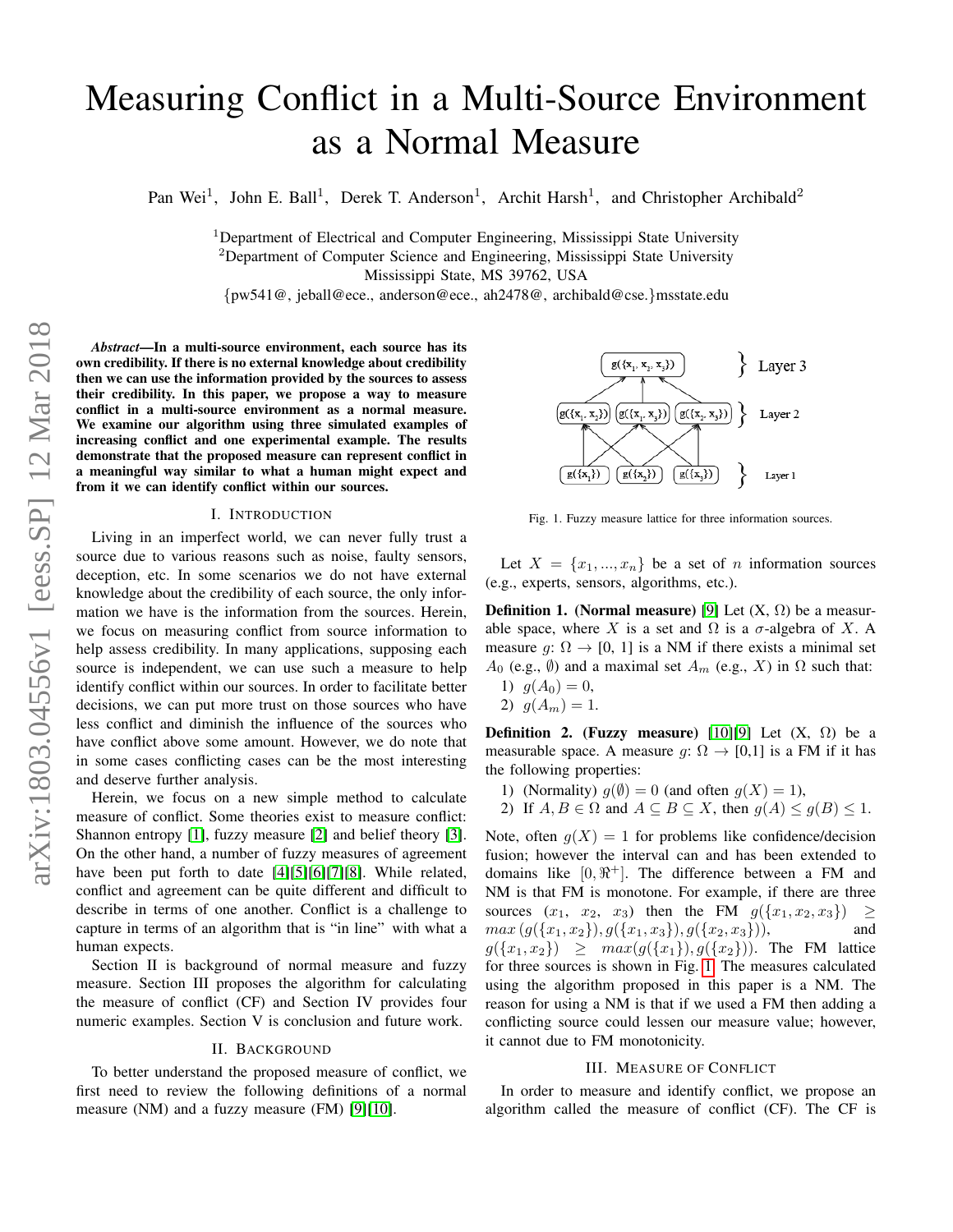# Measuring Conflict in a Multi-Source Environment as a Normal Measure

Pan Wei[1], John E. Ball[1], Derek T. Anderson[1], Archit Harsh[1], and Christopher Archibald[2]

[1]Department of Electrical and Computer Engineering, Mississippi State University
[2]Department of Computer Science and Engineering, Mississippi State University
Mississippi State, MS 39762, USA
{pw541@, jeball@ece., anderson@ece., ah2478@, archibald@cse.}msstate.edu

***Abstract*—In a multi-source environment, each source has its own credibility. If there is no external knowledge about credibility then we can use the information provided by the sources to assess their credibility. In this paper, we propose a way to measure conflict in a multi-source environment as a normal measure. We examine our algorithm using three simulated examples of increasing conflict and one experimental example. The results demonstrate that the proposed measure can represent conflict in a meaningful way similar to what a human might expect and from it we can identify conflict within our sources.**

## I. Introduction

Living in an imperfect world, we can never fully trust a source due to various reasons such as noise, faulty sensors, deception, etc. In some scenarios we do not have external knowledge about the credibility of each source, the only information we have is the information from the sources. Herein, we focus on measuring conflict from source information to help assess credibility. In many applications, supposing each source is independent, we can use such a measure to help identify conflict within our sources. In order to facilitate better decisions, we can put more trust on those sources who have less conflict and diminish the influence of the sources who have conflict above some amount. However, we do note that in some cases conflicting cases can be the most interesting and deserve further analysis.

Herein, we focus on a new simple method to calculate measure of conflict. Some theories exist to measure conflict: Shannon entropy [1], fuzzy measure [2] and belief theory [3]. On the other hand, a number of fuzzy measures of agreement have been put forth to date [4][5][6][7][8]. While related, conflict and agreement can be quite different and difficult to describe in terms of one another. Conflict is a challenge to capture in terms of an algorithm that is "in line" with what a human expects.

Section II is background of normal measure and fuzzy measure. Section III proposes the algorithm for calculating the measure of conflict (CF) and Section IV provides four numeric examples. Section V is conclusion and future work.

## II. Background

To better understand the proposed measure of conflict, we first need to review the following definitions of a normal measure (NM) and a fuzzy measure (FM) [9][10].

$g(\{x_1, x_2, x_3\})$ — Layer 3

$g(\{x_1, x_2\})$ $g(\{x_1, x_3\})$ $g(\{x_2, x_3\})$ — Layer 2

$g(\{x_1\})$ $g(\{x_2\})$ $g(\{x_3\})$ — Layer 1

Fig. 1. Fuzzy measure lattice for three information sources.

Let $X = \{x_1, ..., x_n\}$ be a set of $n$ information sources (e.g., experts, sensors, algorithms, etc.).

**Definition 1. (Normal measure)** [9] Let (X, Ω) be a measurable space, where $X$ is a set and Ω is a σ-algebra of $X$. A measure $g$: $\Omega \rightarrow [0, 1]$ is a NM if there exists a minimal set $A_0$ (e.g., $\emptyset$) and a maximal set $A_m$ (e.g., $X$) in Ω such that:

1) $g(A_0) = 0$,
2) $g(A_m) = 1$.

**Definition 2. (Fuzzy measure)** [10][9] Let (X, Ω) be a measurable space. A measure $g$: $\Omega \rightarrow [0,1]$ is a FM if it has the following properties:

1) (Normality) $g(\emptyset) = 0$ (and often $g(X) = 1$),
2) If $A, B \in \Omega$ and $A \subseteq B \subseteq X$, then $g(A) \leq g(B) \leq 1$.

Note, often $g(X) = 1$ for problems like confidence/decision fusion; however the interval can and has been extended to domains like $[0, \Re^{+}]$. The difference between a FM and NM is that FM is monotone. For example, if there are three sources ($x_1$, $x_2$, $x_3$) then the FM $g(\{x_1, x_2, x_3\}) \geq max\left(g(\{x_1, x_2\}), g(\{x_1, x_3\}), g(\{x_2, x_3\})\right)$, and $g(\{x_1, x_2\}) \geq max(g(\{x_1\}), g(\{x_2\}))$. The FM lattice for three sources is shown in Fig. 1. The measures calculated using the algorithm proposed in this paper is a NM. The reason for using a NM is that if we used a FM then adding a conflicting source could lessen our measure value; however, it cannot due to FM monotonicity.

## III. Measure of Conflict

In order to measure and identify conflict, we propose an algorithm called the measure of conflict (CF). The CF is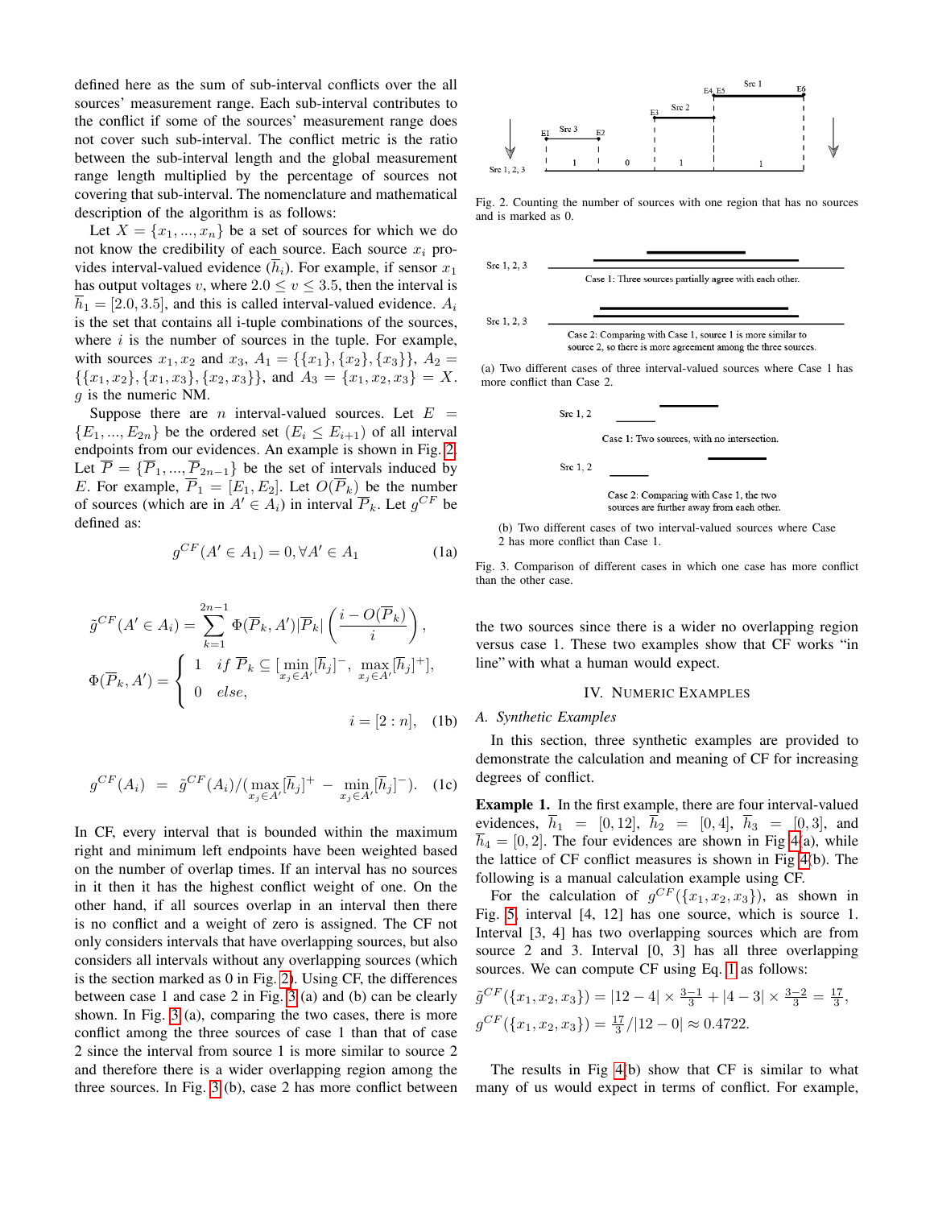defined here as the sum of sub-interval conflicts over the all sources' measurement range. Each sub-interval contributes to the conflict if some of the sources' measurement range does not cover such sub-interval. The conflict metric is the ratio between the sub-interval length and the global measurement range length multiplied by the percentage of sources not covering that sub-interval. The nomenclature and mathematical description of the algorithm is as follows:

Let $X = \{x_1, ..., x_n\}$ be a set of sources for which we do not know the credibility of each source. Each source $x_i$ provides interval-valued evidence ($\overline{h}_i$). For example, if sensor $x_1$ has output voltages $v$, where $2.0 \leq v \leq 3.5$, then the interval is $\overline{h}_1 = [2.0, 3.5]$, and this is called interval-valued evidence. $A_i$ is the set that contains all i-tuple combinations of the sources, where $i$ is the number of sources in the tuple. For example, with sources $x_1, x_2$ and $x_3$, $A_1 = \{\{x_1\}, \{x_2\}, \{x_3\}\}$, $A_2 = \{\{x_1, x_2\}, \{x_1, x_3\}, \{x_2, x_3\}\}$, and $A_3 = \{x_1, x_2, x_3\} = X$. $g$ is the numeric NM.

Suppose there are $n$ interval-valued sources. Let $E = \{E_1, ..., E_{2n}\}$ be the ordered set ($E_i \leq E_{i+1}$) of all interval endpoints from our evidences. An example is shown in Fig. 2. Let $\overline{P} = \{\overline{P}_1, ..., \overline{P}_{2n-1}\}$ be the set of intervals induced by $E$. For example, $\overline{P}_1 = [E_1, E_2]$. Let $O(\overline{P}_k)$ be the number of sources (which are in $A' \in A_i$) in interval $\overline{P}_k$. Let $g^{CF}$ be defined as:

$$g^{CF}(A' \in A_1) = 0, \forall A' \in A_1 \tag{1a}$$

$$\tilde{g}^{CF}(A' \in A_i) = \sum_{k=1}^{2n-1} \Phi(\overline{P}_k, A')|\overline{P}_k| \left(\frac{i - O(\overline{P}_k)}{i}\right),$$
$$\Phi(\overline{P}_k, A') = \begin{cases} 1 & if\ \overline{P}_k \subseteq [\min_{x_j \in A'} [\overline{h}_j]^-, \max_{x_j \in A'} [\overline{h}_j]^+], \\ 0 & else, \end{cases}$$
$$i = [2:n], \tag{1b}$$

$$g^{CF}(A_i) = \tilde{g}^{CF}(A_i)/(\max_{x_j \in A'} [\overline{h}_j]^+ - \min_{x_j \in A'} [\overline{h}_j]^-). \tag{1c}$$

In CF, every interval that is bounded within the maximum right and minimum left endpoints have been weighted based on the number of overlap times. If an interval has no sources in it then it has the highest conflict weight of one. On the other hand, if all sources overlap in an interval then there is no conflict and a weight of zero is assigned. The CF not only considers intervals that have overlapping sources, but also considers all intervals without any overlapping sources (which is the section marked as 0 in Fig. 2). Using CF, the differences between case 1 and case 2 in Fig. 3 (a) and (b) can be clearly shown. In Fig. 3 (a), comparing the two cases, there is more conflict among the three sources of case 1 than that of case 2 since the interval from source 1 is more similar to source 2 and therefore there is a wider overlapping region among the three sources. In Fig. 3 (b), case 2 has more conflict between

Fig. 2. Counting the number of sources with one region that has no sources and is marked as 0.

(a) Two different cases of three interval-valued sources where Case 1 has more conflict than Case 2.

(b) Two different cases of two interval-valued sources where Case 2 has more conflict than Case 1.

Fig. 3. Comparison of different cases in which one case has more conflict than the other case.

the two sources since there is a wider no overlapping region versus case 1. These two examples show that CF works "in line" with what a human would expect.

## IV. Numeric Examples

### A. Synthetic Examples

In this section, three synthetic examples are provided to demonstrate the calculation and meaning of CF for increasing degrees of conflict.

**Example 1.** In the first example, there are four interval-valued evidences, $\overline{h}_1 = [0, 12]$, $\overline{h}_2 = [0, 4]$, $\overline{h}_3 = [0, 3]$, and $\overline{h}_4 = [0, 2]$. The four evidences are shown in Fig 4(a), while the lattice of CF conflict measures is shown in Fig 4(b). The following is a manual calculation example using CF.

For the calculation of $g^{CF}(\{x_1, x_2, x_3\})$, as shown in Fig. 5, interval [4, 12] has one source, which is source 1. Interval [3, 4] has two overlapping sources which are from source 2 and 3. Interval [0, 3] has all three overlapping sources. We can compute CF using Eq. 1 as follows:

$\tilde{g}^{CF}(\{x_1, x_2, x_3\}) = |12 - 4| \times \frac{3-1}{3} + |4 - 3| \times \frac{3-2}{3} = \frac{17}{3}$,
$g^{CF}(\{x_1, x_2, x_3\}) = \frac{17}{3}/|12 - 0| \approx 0.4722.$

The results in Fig 4(b) show that CF is similar to what many of us would expect in terms of conflict. For example,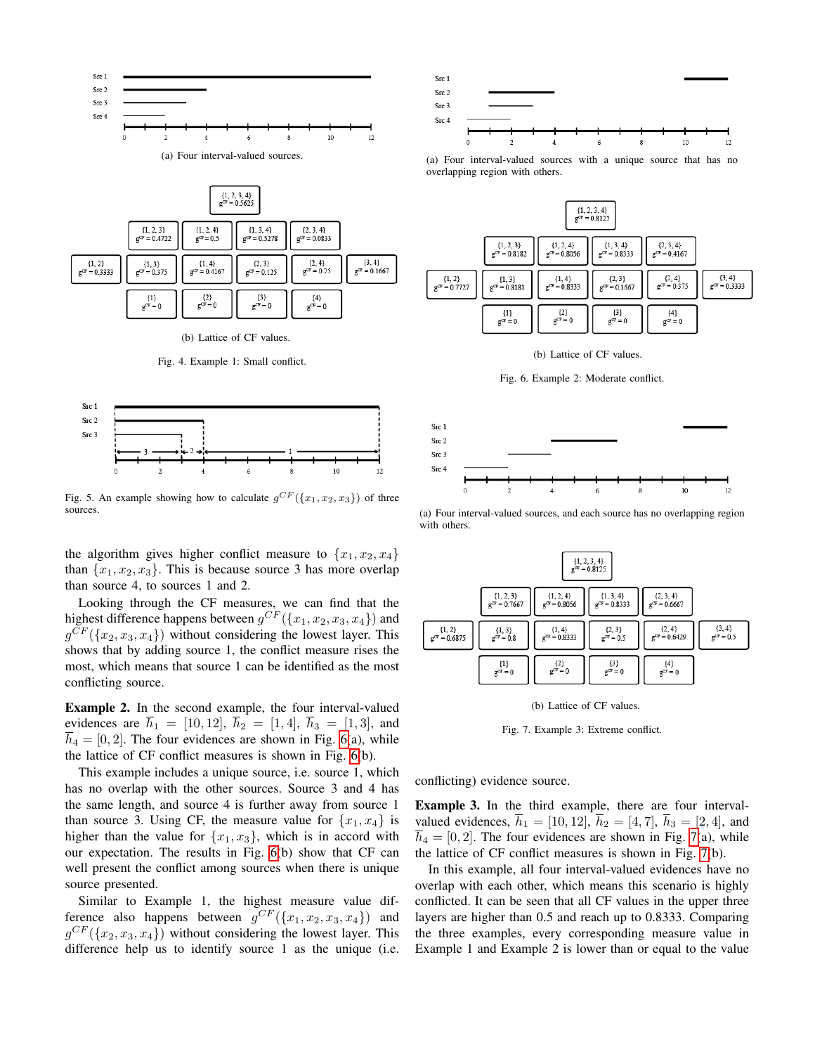(a) Four interval-valued sources.

(b) Lattice of CF values.

Fig. 4. Example 1: Small conflict.

Fig. 5. An example showing how to calculate $g^{CF}(\{x_1, x_2, x_3\})$ of three sources.

the algorithm gives higher conflict measure to $\{x_1, x_2, x_4\}$ than $\{x_1, x_2, x_3\}$. This is because source 3 has more overlap than source 4, to sources 1 and 2.

Looking through the CF measures, we can find that the highest difference happens between $g^{CF}(\{x_1, x_2, x_3, x_4\})$ and $g^{CF}(\{x_2, x_3, x_4\})$ without considering the lowest layer. This shows that by adding source 1, the conflict measure rises the most, which means that source 1 can be identified as the most conflicting source.

**Example 2.** In the second example, the four interval-valued evidences are $\overline{h}_1 = [10, 12]$, $\overline{h}_2 = [1, 4]$, $\overline{h}_3 = [1, 3]$, and $\overline{h}_4 = [0, 2]$. The four evidences are shown in Fig. 6(a), while the lattice of CF conflict measures is shown in Fig. 6(b).

This example includes a unique source, i.e. source 1, which has no overlap with the other sources. Source 3 and 4 has the same length, and source 4 is further away from source 1 than source 3. Using CF, the measure value for $\{x_1, x_4\}$ is higher than the value for $\{x_1, x_3\}$, which is in accord with our expectation. The results in Fig. 6(b) show that CF can well present the conflict among sources when there is unique source presented.

Similar to Example 1, the highest measure value difference also happens between $g^{CF}(\{x_1, x_2, x_3, x_4\})$ and $g^{CF}(\{x_2, x_3, x_4\})$ without considering the lowest layer. This difference help us to identify source 1 as the unique (i.e. conflicting) evidence source.

(a) Four interval-valued sources with a unique source that has no overlapping region with others.

(b) Lattice of CF values.

Fig. 6. Example 2: Moderate conflict.

(a) Four interval-valued sources, and each source has no overlapping region with others.

(b) Lattice of CF values.

Fig. 7. Example 3: Extreme conflict.

**Example 3.** In the third example, there are four interval-valued evidences, $\overline{h}_1 = [10, 12]$, $\overline{h}_2 = [4, 7]$, $\overline{h}_3 = [2, 4]$, and $\overline{h}_4 = [0, 2]$. The four evidences are shown in Fig. 7(a), while the lattice of CF conflict measures is shown in Fig. 7(b).

In this example, all four interval-valued evidences have no overlap with each other, which means this scenario is highly conflicted. It can be seen that all CF values in the upper three layers are higher than 0.5 and reach up to 0.8333. Comparing the three examples, every corresponding measure value in Example 1 and Example 2 is lower than or equal to the value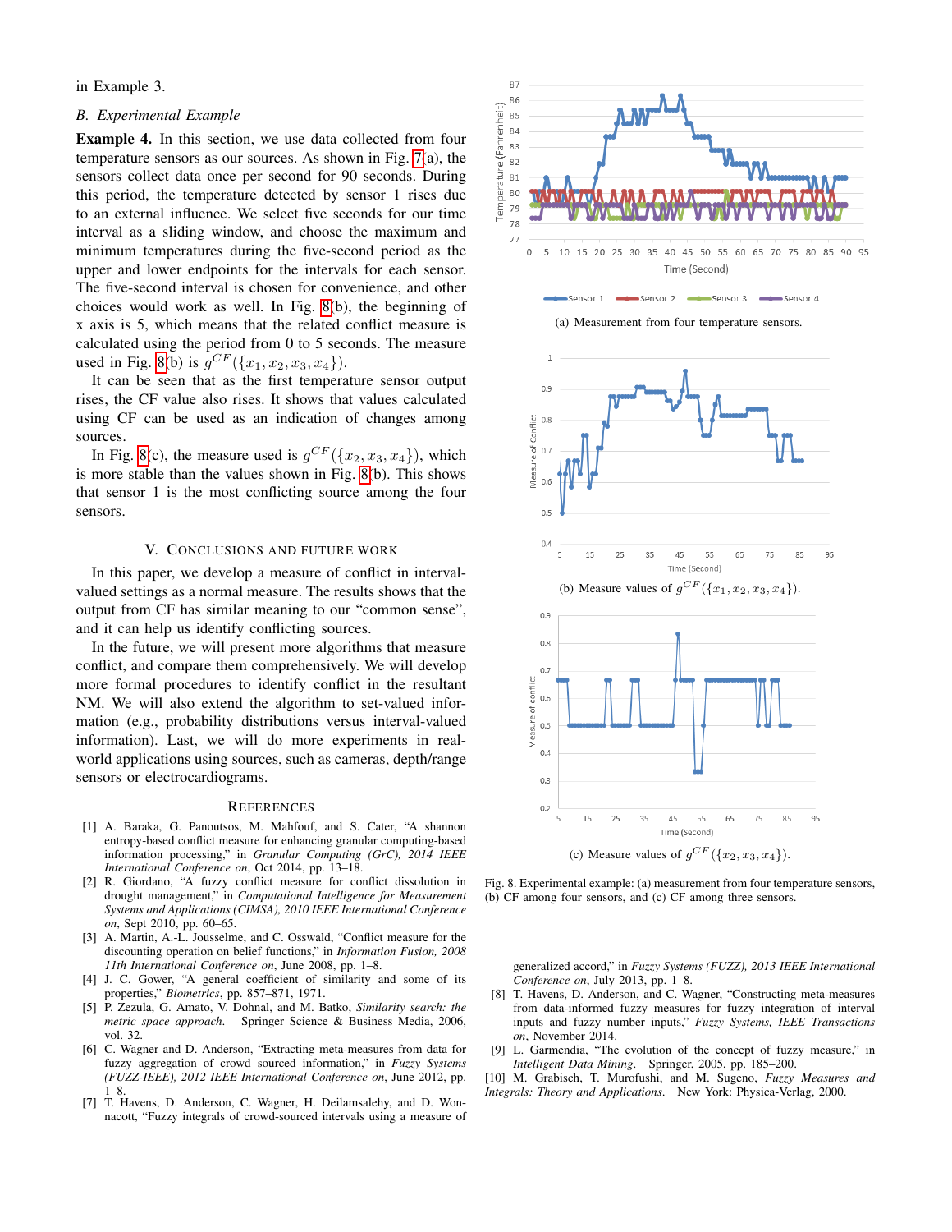in Example 3.

## B. Experimental Example

**Example 4.** In this section, we use data collected from four temperature sensors as our sources. As shown in Fig. 7(a), the sensors collect data once per second for 90 seconds. During this period, the temperature detected by sensor 1 rises due to an external influence. We select five seconds for our time interval as a sliding window, and choose the maximum and minimum temperatures during the five-second period as the upper and lower endpoints for the intervals for each sensor. The five-second interval is chosen for convenience, and other choices would work as well. In Fig. 8(b), the beginning of x axis is 5, which means that the related conflict measure is calculated using the period from 0 to 5 seconds. The measure used in Fig. 8(b) is $g^{CF}(\{x_1, x_2, x_3, x_4\})$.

It can be seen that as the first temperature sensor output rises, the CF value also rises. It shows that values calculated using CF can be used as an indication of changes among sources.

In Fig. 8(c), the measure used is $g^{CF}(\{x_2, x_3, x_4\})$, which is more stable than the values shown in Fig. 8(b). This shows that sensor 1 is the most conflicting source among the four sensors.

Temperature (Fahrenheit)
87
86
85
84
83
82
81
80
79
78
77
0 5 10 15 20 25 30 35 40 45 50 55 60 65 70 75 80 85 90 95
Time (Second)
Sensor 1 Sensor 2 Sensor 3 Sensor 4

(a) Measurement from four temperature sensors.

Measure of Conflict
1
0.9
0.8
0.7
0.6
0.5
0.4
5 15 25 35 45 55 65 75 85 95
Time (Second)

(b) Measure values of $g^{CF}(\{x_1, x_2, x_3, x_4\})$.

Measure of conflict
0.9
0.8
0.7
0.6
0.5
0.4
0.3
0.2
5 15 25 35 45 55 65 75 85 95
Time (Second)

(c) Measure values of $g^{CF}(\{x_2, x_3, x_4\})$.

Fig. 8. Experimental example: (a) measurement from four temperature sensors, (b) CF among four sensors, and (c) CF among three sensors.

## V. Conclusions and Future Work

In this paper, we develop a measure of conflict in interval-valued settings as a normal measure. The results shows that the output from CF has similar meaning to our "common sense", and it can help us identify conflicting sources.

In the future, we will present more algorithms that measure conflict, and compare them comprehensively. We will develop more formal procedures to identify conflict in the resultant NM. We will also extend the algorithm to set-valued information (e.g., probability distributions versus interval-valued information). Last, we will do more experiments in real-world applications using sources, such as cameras, depth/range sensors or electrocardiograms.

## References

[1] A. Baraka, G. Panoutsos, M. Mahfouf, and S. Cater, "A shannon entropy-based conflict measure for enhancing granular computing-based information processing," in *Granular Computing (GrC), 2014 IEEE International Conference on*, Oct 2014, pp. 13–18.

[2] R. Giordano, "A fuzzy conflict measure for conflict dissolution in drought management," in *Computational Intelligence for Measurement Systems and Applications (CIMSA), 2010 IEEE International Conference on*, Sept 2010, pp. 60–65.

[3] A. Martin, A.-L. Jousselme, and C. Osswald, "Conflict measure for the discounting operation on belief functions," in *Information Fusion, 2008 11th International Conference on*, June 2008, pp. 1–8.

[4] J. C. Gower, "A general coefficient of similarity and some of its properties," *Biometrics*, pp. 857–871, 1971.

[5] P. Zezula, G. Amato, V. Dohnal, and M. Batko, *Similarity search: the metric space approach*. Springer Science & Business Media, 2006, vol. 32.

[6] C. Wagner and D. Anderson, "Extracting meta-measures from data for fuzzy aggregation of crowd sourced information," in *Fuzzy Systems (FUZZ-IEEE), 2012 IEEE International Conference on*, June 2012, pp. 1–8.

[7] T. Havens, D. Anderson, C. Wagner, H. Deilamsalehy, and D. Wonnacott, "Fuzzy integrals of crowd-sourced intervals using a measure of generalized accord," in *Fuzzy Systems (FUZZ), 2013 IEEE International Conference on*, July 2013, pp. 1–8.

[8] T. Havens, D. Anderson, and C. Wagner, "Constructing meta-measures from data-informed fuzzy measures for fuzzy integration of interval inputs and fuzzy number inputs," *Fuzzy Systems, IEEE Transactions on*, November 2014.

[9] L. Garmendia, "The evolution of the concept of fuzzy measure," in *Intelligent Data Mining*. Springer, 2005, pp. 185–200.

[10] M. Grabisch, T. Murofushi, and M. Sugeno, *Fuzzy Measures and Integrals: Theory and Applications*. New York: Physica-Verlag, 2000.